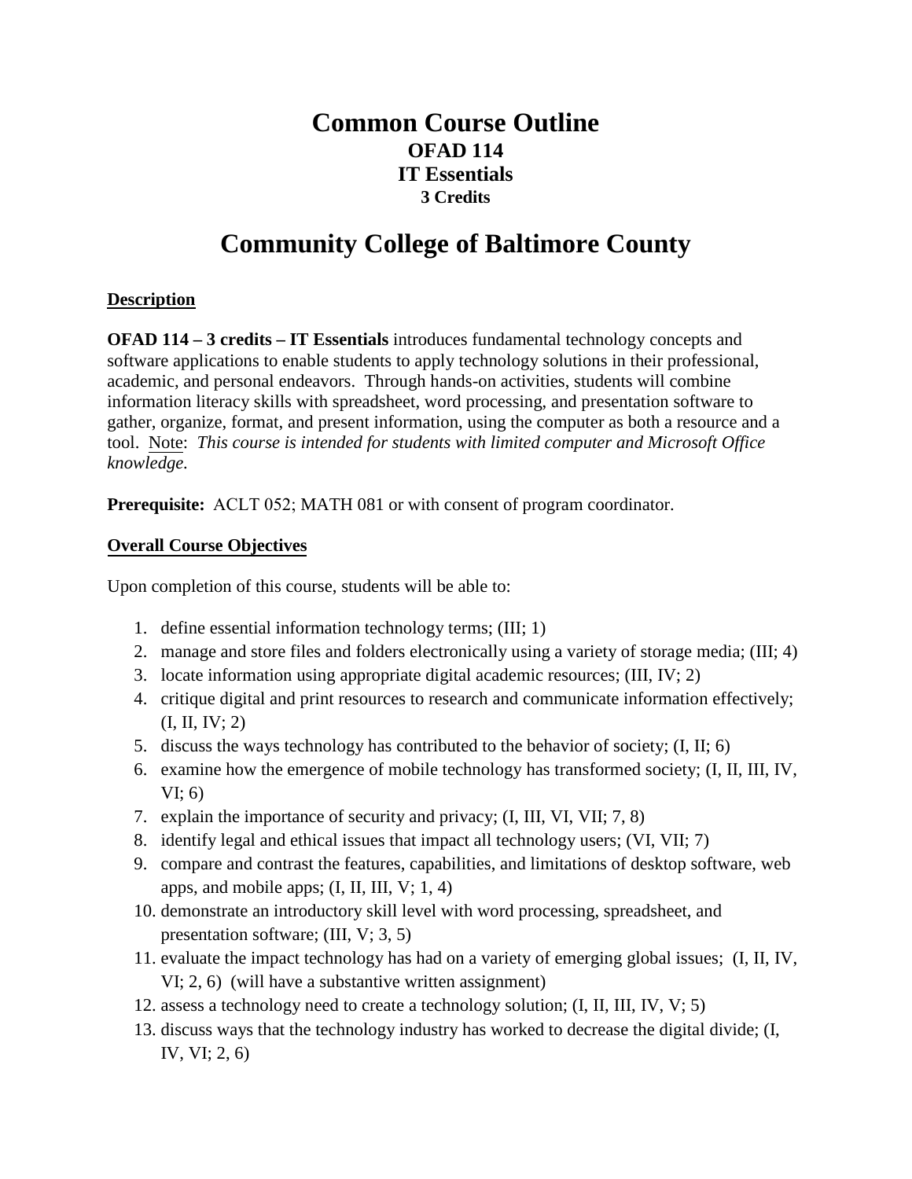# Common Course Outline
## OFAD 114
## IT Essentials
### 3 Credits

# Community College of Baltimore County

**Description**

**OFAD 114 – 3 credits – IT Essentials** introduces fundamental technology concepts and software applications to enable students to apply technology solutions in their professional, academic, and personal endeavors. Through hands-on activities, students will combine information literacy skills with spreadsheet, word processing, and presentation software to gather, organize, format, and present information, using the computer as both a resource and a tool. Note: *This course is intended for students with limited computer and Microsoft Office knowledge.*

**Prerequisite:** ACLT 052; MATH 081 or with consent of program coordinator.

**Overall Course Objectives**

Upon completion of this course, students will be able to:

1. define essential information technology terms; (III; 1)
2. manage and store files and folders electronically using a variety of storage media; (III; 4)
3. locate information using appropriate digital academic resources; (III, IV; 2)
4. critique digital and print resources to research and communicate information effectively; (I, II, IV; 2)
5. discuss the ways technology has contributed to the behavior of society; (I, II; 6)
6. examine how the emergence of mobile technology has transformed society; (I, II, III, IV, VI; 6)
7. explain the importance of security and privacy; (I, III, VI, VII; 7, 8)
8. identify legal and ethical issues that impact all technology users; (VI, VII; 7)
9. compare and contrast the features, capabilities, and limitations of desktop software, web apps, and mobile apps; (I, II, III, V; 1, 4)
10. demonstrate an introductory skill level with word processing, spreadsheet, and presentation software; (III, V; 3, 5)
11. evaluate the impact technology has had on a variety of emerging global issues; (I, II, IV, VI; 2, 6) (will have a substantive written assignment)
12. assess a technology need to create a technology solution; (I, II, III, IV, V; 5)
13. discuss ways that the technology industry has worked to decrease the digital divide; (I, IV, VI; 2, 6)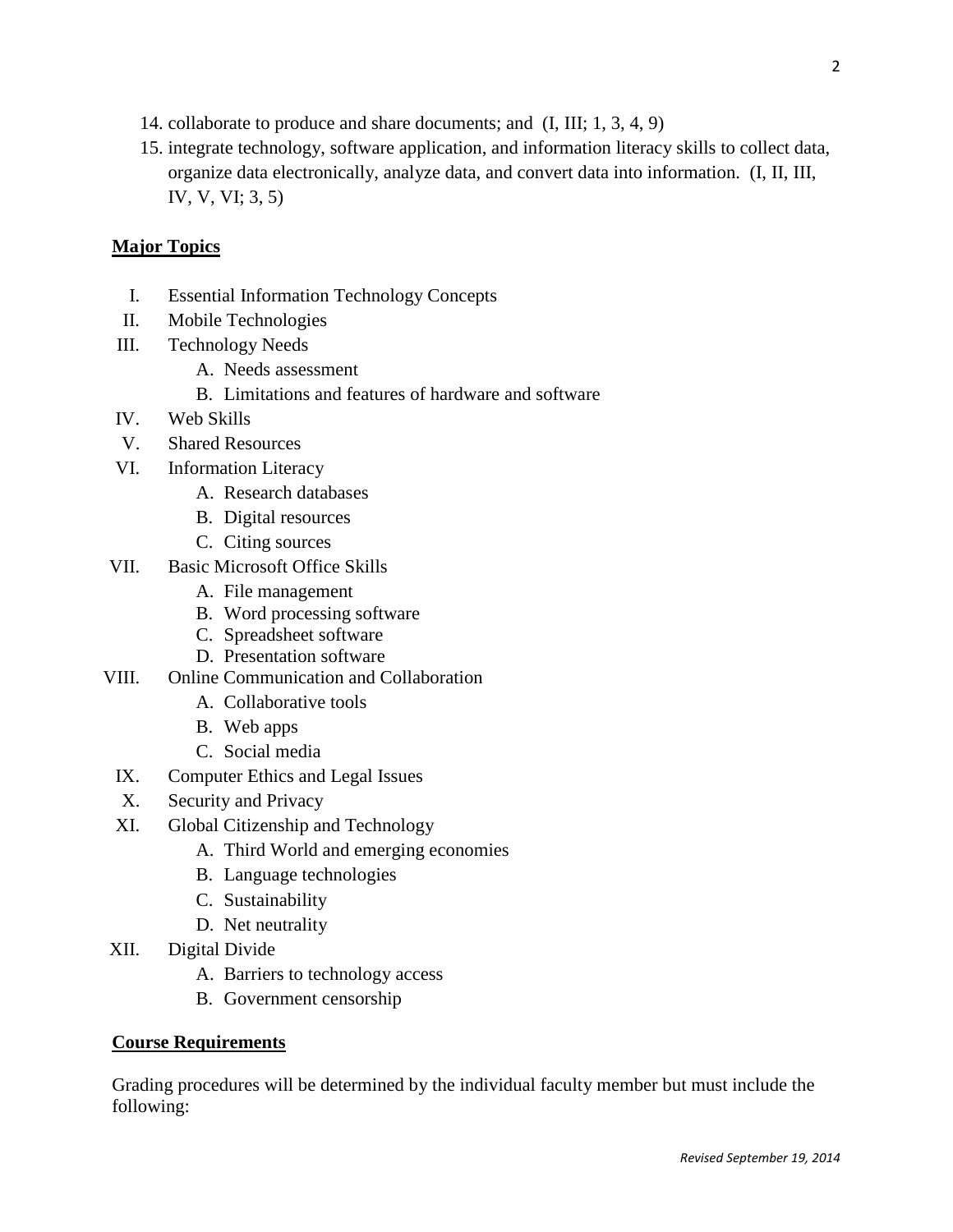14. collaborate to produce and share documents; and (I, III; 1, 3, 4, 9)
15. integrate technology, software application, and information literacy skills to collect data, organize data electronically, analyze data, and convert data into information. (I, II, III, IV, V, VI; 3, 5)

## Major Topics

I. Essential Information Technology Concepts

II. Mobile Technologies

III. Technology Needs
   - A. Needs assessment
   - B. Limitations and features of hardware and software

IV. Web Skills

V. Shared Resources

VI. Information Literacy
   - A. Research databases
   - B. Digital resources
   - C. Citing sources

VII. Basic Microsoft Office Skills
   - A. File management
   - B. Word processing software
   - C. Spreadsheet software
   - D. Presentation software

VIII. Online Communication and Collaboration
   - A. Collaborative tools
   - B. Web apps
   - C. Social media

IX. Computer Ethics and Legal Issues

X. Security and Privacy

XI. Global Citizenship and Technology
   - A. Third World and emerging economies
   - B. Language technologies
   - C. Sustainability
   - D. Net neutrality

XII. Digital Divide
   - A. Barriers to technology access
   - B. Government censorship

## Course Requirements

Grading procedures will be determined by the individual faculty member but must include the following: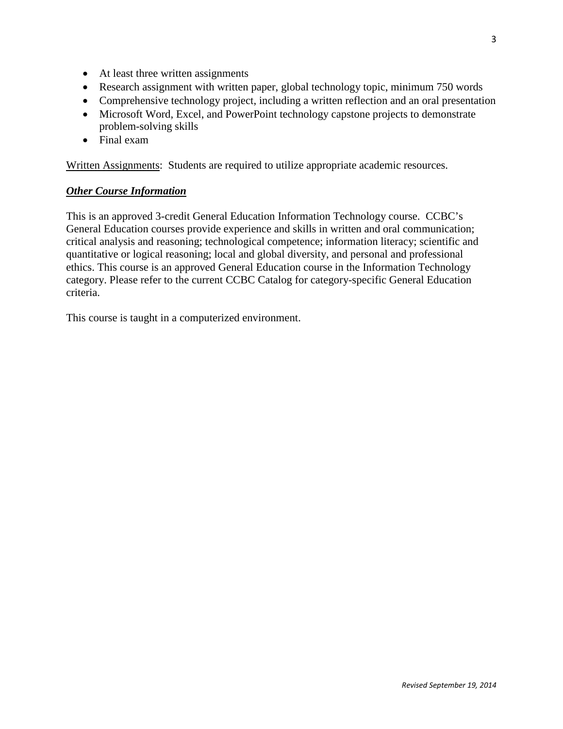- At least three written assignments
- Research assignment with written paper, global technology topic, minimum 750 words
- Comprehensive technology project, including a written reflection and an oral presentation
- Microsoft Word, Excel, and PowerPoint technology capstone projects to demonstrate problem-solving skills
- Final exam

Written Assignments: Students are required to utilize appropriate academic resources.

***Other Course Information***

This is an approved 3-credit General Education Information Technology course. CCBC's General Education courses provide experience and skills in written and oral communication; critical analysis and reasoning; technological competence; information literacy; scientific and quantitative or logical reasoning; local and global diversity, and personal and professional ethics. This course is an approved General Education course in the Information Technology category. Please refer to the current CCBC Catalog for category-specific General Education criteria.

This course is taught in a computerized environment.

*Revised September 19, 2014*